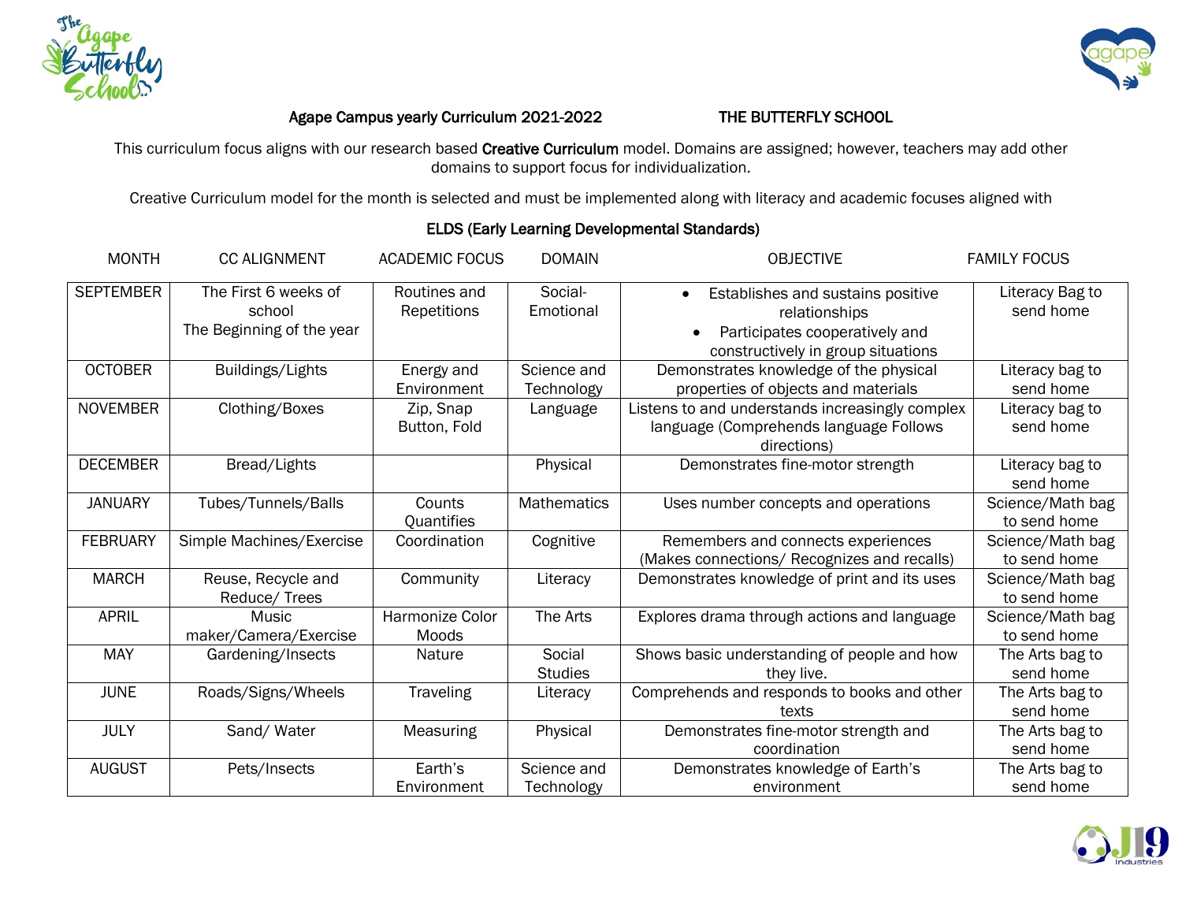**Agape Campus yearly Curriculum 2021-2022** **THE BUTTERFLY SCHOOL**

This curriculum focus aligns with our research based **Creative Curriculum** model. Domains are assigned; however, teachers may add other domains to support focus for individualization.

Creative Curriculum model for the month is selected and must be implemented along with literacy and academic focuses aligned with

**ELDS (Early Learning Developmental Standards)**

| MONTH | CC ALIGNMENT | ACADEMIC FOCUS | DOMAIN | OBJECTIVE | FAMILY FOCUS |
|---|---|---|---|---|---|
| SEPTEMBER | The First 6 weeks of school<br>The Beginning of the year | Routines and Repetitions | Social-Emotional | • Establishes and sustains positive relationships<br>• Participates cooperatively and constructively in group situations | Literacy Bag to send home |
| OCTOBER | Buildings/Lights | Energy and Environment | Science and Technology | Demonstrates knowledge of the physical properties of objects and materials | Literacy bag to send home |
| NOVEMBER | Clothing/Boxes | Zip, Snap Button, Fold | Language | Listens to and understands increasingly complex language (Comprehends language Follows directions) | Literacy bag to send home |
| DECEMBER | Bread/Lights | | Physical | Demonstrates fine-motor strength | Literacy bag to send home |
| JANUARY | Tubes/Tunnels/Balls | Counts Quantifies | Mathematics | Uses number concepts and operations | Science/Math bag to send home |
| FEBRUARY | Simple Machines/Exercise | Coordination | Cognitive | Remembers and connects experiences (Makes connections/ Recognizes and recalls) | Science/Math bag to send home |
| MARCH | Reuse, Recycle and Reduce/ Trees | Community | Literacy | Demonstrates knowledge of print and its uses | Science/Math bag to send home |
| APRIL | Music maker/Camera/Exercise | Harmonize Color Moods | The Arts | Explores drama through actions and language | Science/Math bag to send home |
| MAY | Gardening/Insects | Nature | Social Studies | Shows basic understanding of people and how they live. | The Arts bag to send home |
| JUNE | Roads/Signs/Wheels | Traveling | Literacy | Comprehends and responds to books and other texts | The Arts bag to send home |
| JULY | Sand/ Water | Measuring | Physical | Demonstrates fine-motor strength and coordination | The Arts bag to send home |
| AUGUST | Pets/Insects | Earth's Environment | Science and Technology | Demonstrates knowledge of Earth's environment | The Arts bag to send home |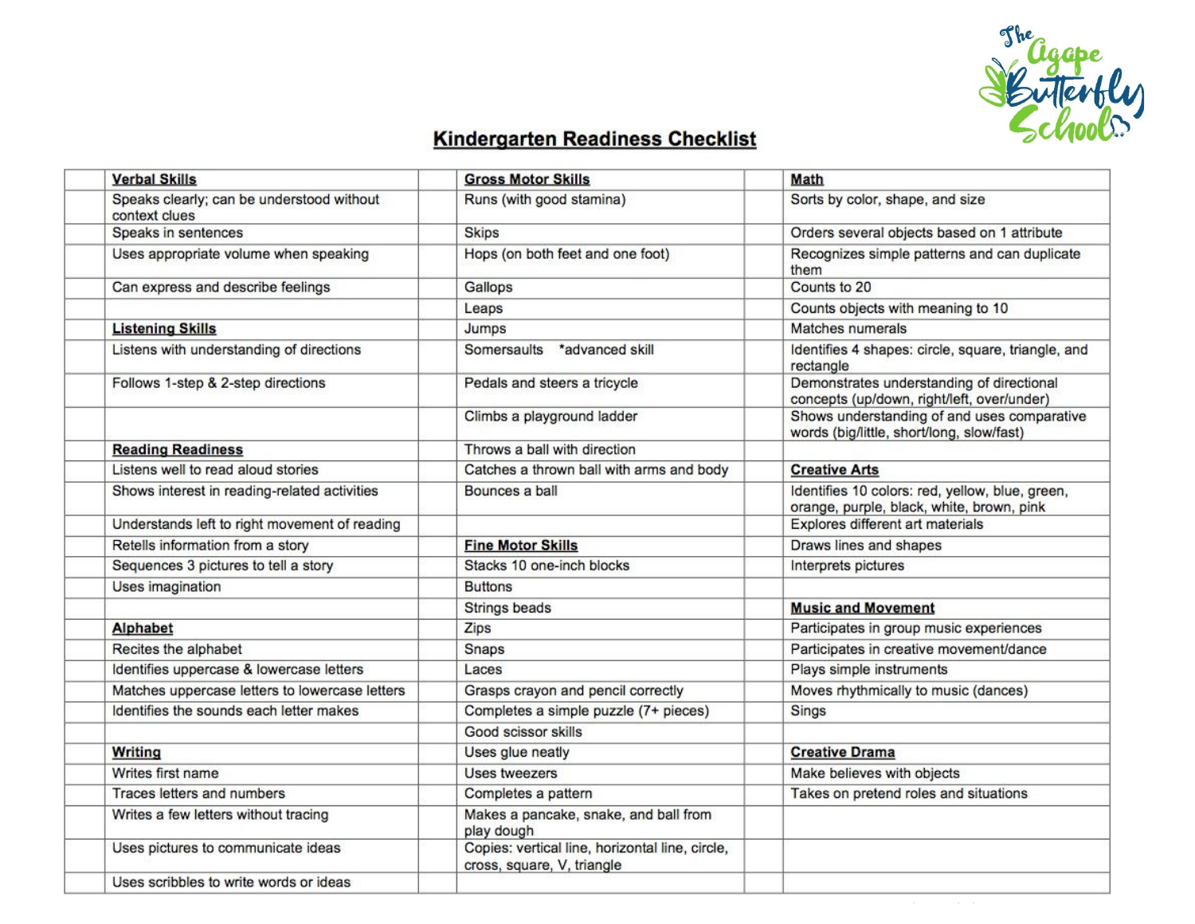The Agape Butterfly School

# Kindergarten Readiness Checklist

| | | | | | |
|---|---|---|---|---|---|
| | **Verbal Skills** | | **Gross Motor Skills** | | **Math** |
| | Speaks clearly; can be understood without context clues | | Runs (with good stamina) | | Sorts by color, shape, and size |
| | Speaks in sentences | | Skips | | Orders several objects based on 1 attribute |
| | Uses appropriate volume when speaking | | Hops (on both feet and one foot) | | Recognizes simple patterns and can duplicate them |
| | Can express and describe feelings | | Gallops | | Counts to 20 |
| | | | Leaps | | Counts objects with meaning to 10 |
| | **Listening Skills** | | Jumps | | Matches numerals |
| | Listens with understanding of directions | | Somersaults *advanced skill | | Identifies 4 shapes: circle, square, triangle, and rectangle |
| | Follows 1-step & 2-step directions | | Pedals and steers a tricycle | | Demonstrates understanding of directional concepts (up/down, right/left, over/under) |
| | | | Climbs a playground ladder | | Shows understanding of and uses comparative words (big/little, short/long, slow/fast) |
| | **Reading Readiness** | | Throws a ball with direction | | |
| | Listens well to read aloud stories | | Catches a thrown ball with arms and body | | **Creative Arts** |
| | Shows interest in reading-related activities | | Bounces a ball | | Identifies 10 colors: red, yellow, blue, green, orange, purple, black, white, brown, pink |
| | Understands left to right movement of reading | | | | Explores different art materials |
| | Retells information from a story | | **Fine Motor Skills** | | Draws lines and shapes |
| | Sequences 3 pictures to tell a story | | Stacks 10 one-inch blocks | | Interprets pictures |
| | Uses imagination | | Buttons | | |
| | | | Strings beads | | **Music and Movement** |
| | **Alphabet** | | Zips | | Participates in group music experiences |
| | Recites the alphabet | | Snaps | | Participates in creative movement/dance |
| | Identifies uppercase & lowercase letters | | Laces | | Plays simple instruments |
| | Matches uppercase letters to lowercase letters | | Grasps crayon and pencil correctly | | Moves rhythmically to music (dances) |
| | Identifies the sounds each letter makes | | Completes a simple puzzle (7+ pieces) | | Sings |
| | | | Good scissor skills | | |
| | **Writing** | | Uses glue neatly | | **Creative Drama** |
| | Writes first name | | Uses tweezers | | Make believes with objects |
| | Traces letters and numbers | | Completes a pattern | | Takes on pretend roles and situations |
| | Writes a few letters without tracing | | Makes a pancake, snake, and ball from play dough | | |
| | Uses pictures to communicate ideas | | Copies: vertical line, horizontal line, circle, cross, square, V, triangle | | |
| | Uses scribbles to write words or ideas | | | | |